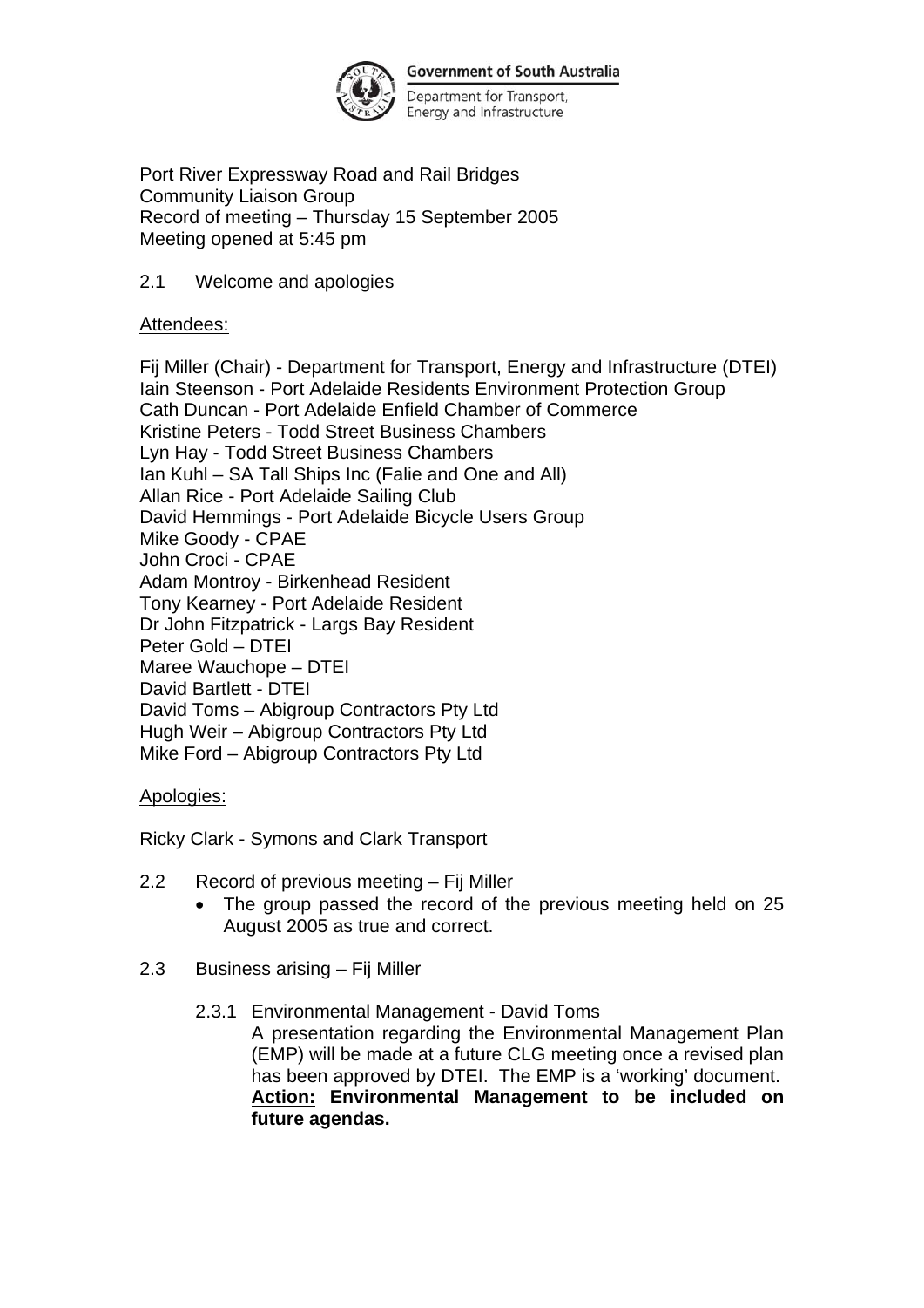Government of South Australia

Department for Transport, Energy and Infrastructure

Port River Expressway Road and Rail Bridges
Community Liaison Group
Record of meeting – Thursday 15 September 2005
Meeting opened at 5:45 pm

2.1 Welcome and apologies

Attendees:

Fij Miller (Chair) - Department for Transport, Energy and Infrastructure (DTEI)
Iain Steenson - Port Adelaide Residents Environment Protection Group
Cath Duncan - Port Adelaide Enfield Chamber of Commerce
Kristine Peters - Todd Street Business Chambers
Lyn Hay - Todd Street Business Chambers
Ian Kuhl – SA Tall Ships Inc (Falie and One and All)
Allan Rice - Port Adelaide Sailing Club
David Hemmings - Port Adelaide Bicycle Users Group
Mike Goody - CPAE
John Croci - CPAE
Adam Montroy - Birkenhead Resident
Tony Kearney - Port Adelaide Resident
Dr John Fitzpatrick - Largs Bay Resident
Peter Gold – DTEI
Maree Wauchope – DTEI
David Bartlett - DTEI
David Toms – Abigroup Contractors Pty Ltd
Hugh Weir – Abigroup Contractors Pty Ltd
Mike Ford – Abigroup Contractors Pty Ltd

Apologies:

Ricky Clark - Symons and Clark Transport

2.2 Record of previous meeting – Fij Miller
- The group passed the record of the previous meeting held on 25 August 2005 as true and correct.

2.3 Business arising – Fij Miller

2.3.1 Environmental Management - David Toms
A presentation regarding the Environmental Management Plan (EMP) will be made at a future CLG meeting once a revised plan has been approved by DTEI. The EMP is a 'working' document.
**Action: Environmental Management to be included on future agendas.**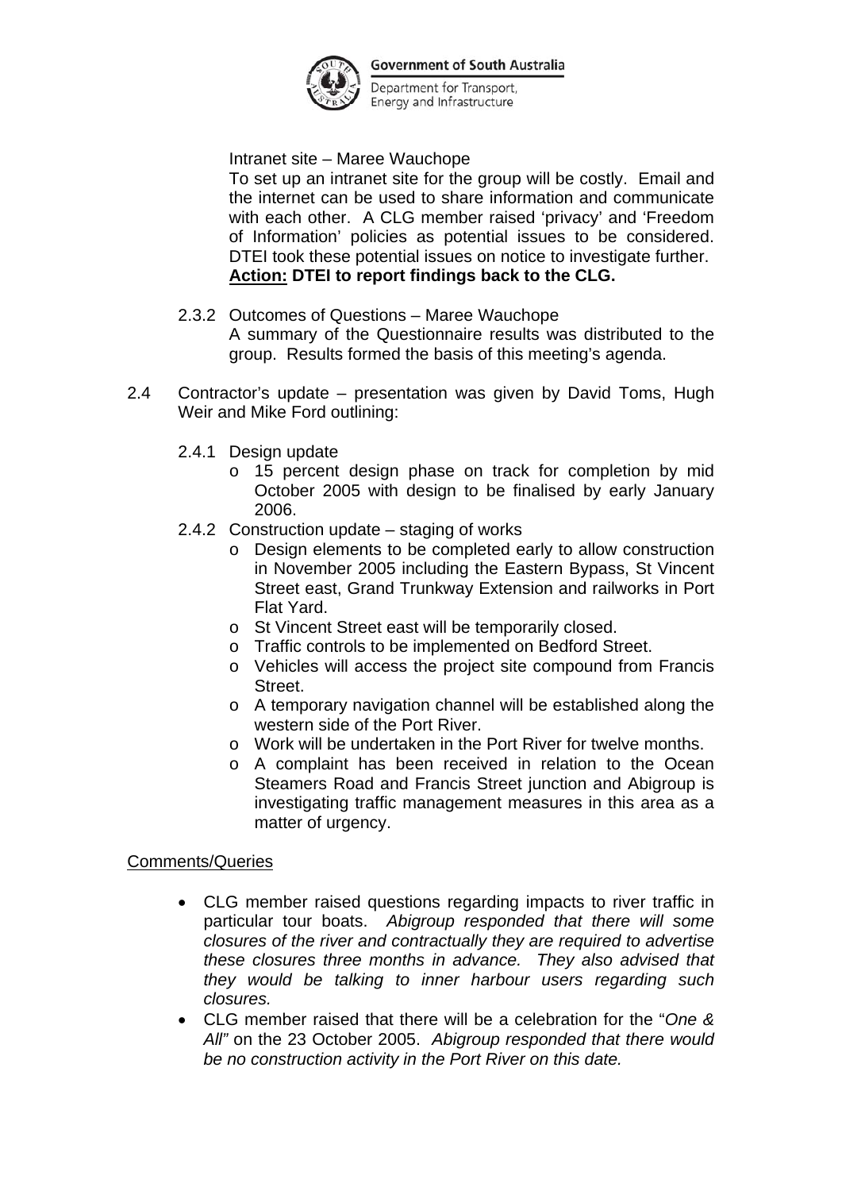Intranet site – Maree Wauchope

To set up an intranet site for the group will be costly. Email and the internet can be used to share information and communicate with each other. A CLG member raised 'privacy' and 'Freedom of Information' policies as potential issues to be considered. DTEI took these potential issues on notice to investigate further.

**Action: DTEI to report findings back to the CLG.**

2.3.2 Outcomes of Questions – Maree Wauchope

A summary of the Questionnaire results was distributed to the group. Results formed the basis of this meeting's agenda.

2.4 Contractor's update – presentation was given by David Toms, Hugh Weir and Mike Ford outlining:

2.4.1 Design update

- o 15 percent design phase on track for completion by mid October 2005 with design to be finalised by early January 2006.

2.4.2 Construction update – staging of works

- o Design elements to be completed early to allow construction in November 2005 including the Eastern Bypass, St Vincent Street east, Grand Trunkway Extension and railworks in Port Flat Yard.
- o St Vincent Street east will be temporarily closed.
- o Traffic controls to be implemented on Bedford Street.
- o Vehicles will access the project site compound from Francis Street.
- o A temporary navigation channel will be established along the western side of the Port River.
- o Work will be undertaken in the Port River for twelve months.
- o A complaint has been received in relation to the Ocean Steamers Road and Francis Street junction and Abigroup is investigating traffic management measures in this area as a matter of urgency.

Comments/Queries

- CLG member raised questions regarding impacts to river traffic in particular tour boats. *Abigroup responded that there will some closures of the river and contractually they are required to advertise these closures three months in advance. They also advised that they would be talking to inner harbour users regarding such closures.*
- CLG member raised that there will be a celebration for the "*One & All"* on the 23 October 2005. *Abigroup responded that there would be no construction activity in the Port River on this date.*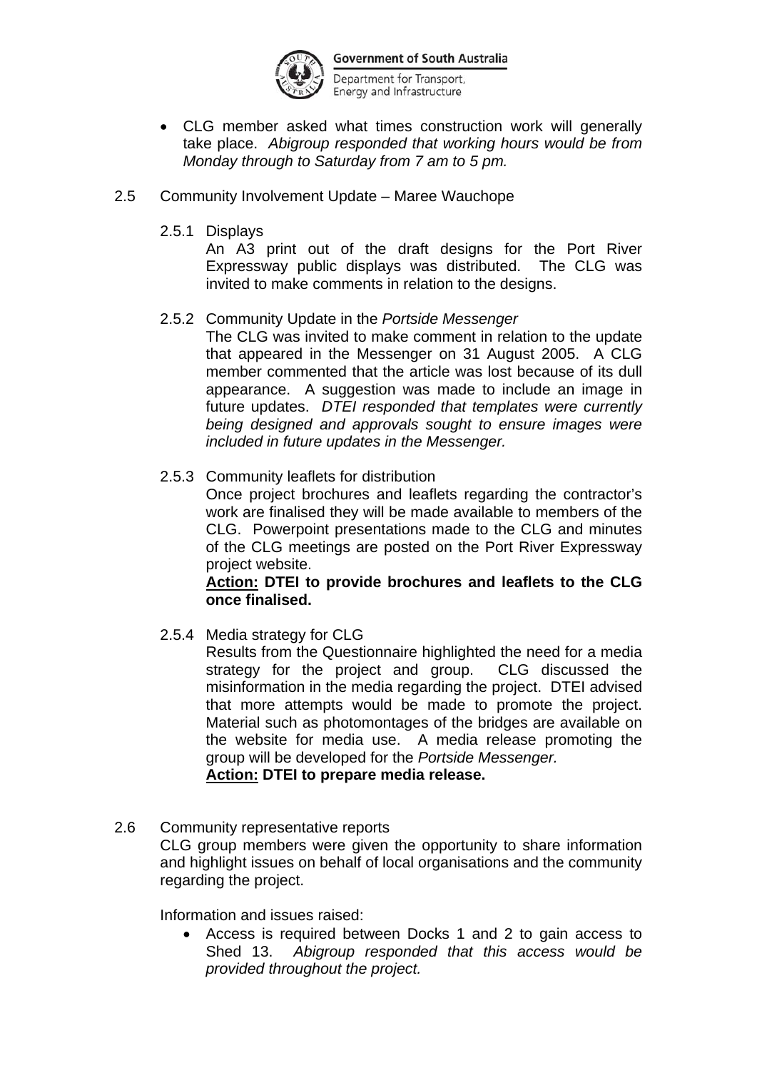- CLG member asked what times construction work will generally take place. *Abigroup responded that working hours would be from Monday through to Saturday from 7 am to 5 pm.*

2.5 Community Involvement Update – Maree Wauchope

2.5.1 Displays

An A3 print out of the draft designs for the Port River Expressway public displays was distributed. The CLG was invited to make comments in relation to the designs.

2.5.2 Community Update in the *Portside Messenger*

The CLG was invited to make comment in relation to the update that appeared in the Messenger on 31 August 2005. A CLG member commented that the article was lost because of its dull appearance. A suggestion was made to include an image in future updates. *DTEI responded that templates were currently being designed and approvals sought to ensure images were included in future updates in the Messenger.*

2.5.3 Community leaflets for distribution

Once project brochures and leaflets regarding the contractor's work are finalised they will be made available to members of the CLG. Powerpoint presentations made to the CLG and minutes of the CLG meetings are posted on the Port River Expressway project website.

**<u>Action:</u> DTEI to provide brochures and leaflets to the CLG once finalised.**

2.5.4 Media strategy for CLG

Results from the Questionnaire highlighted the need for a media strategy for the project and group. CLG discussed the misinformation in the media regarding the project. DTEI advised that more attempts would be made to promote the project. Material such as photomontages of the bridges are available on the website for media use. A media release promoting the group will be developed for the *Portside Messenger.*

**<u>Action:</u> DTEI to prepare media release.**

2.6 Community representative reports

CLG group members were given the opportunity to share information and highlight issues on behalf of local organisations and the community regarding the project.

Information and issues raised:

- Access is required between Docks 1 and 2 to gain access to Shed 13. *Abigroup responded that this access would be provided throughout the project.*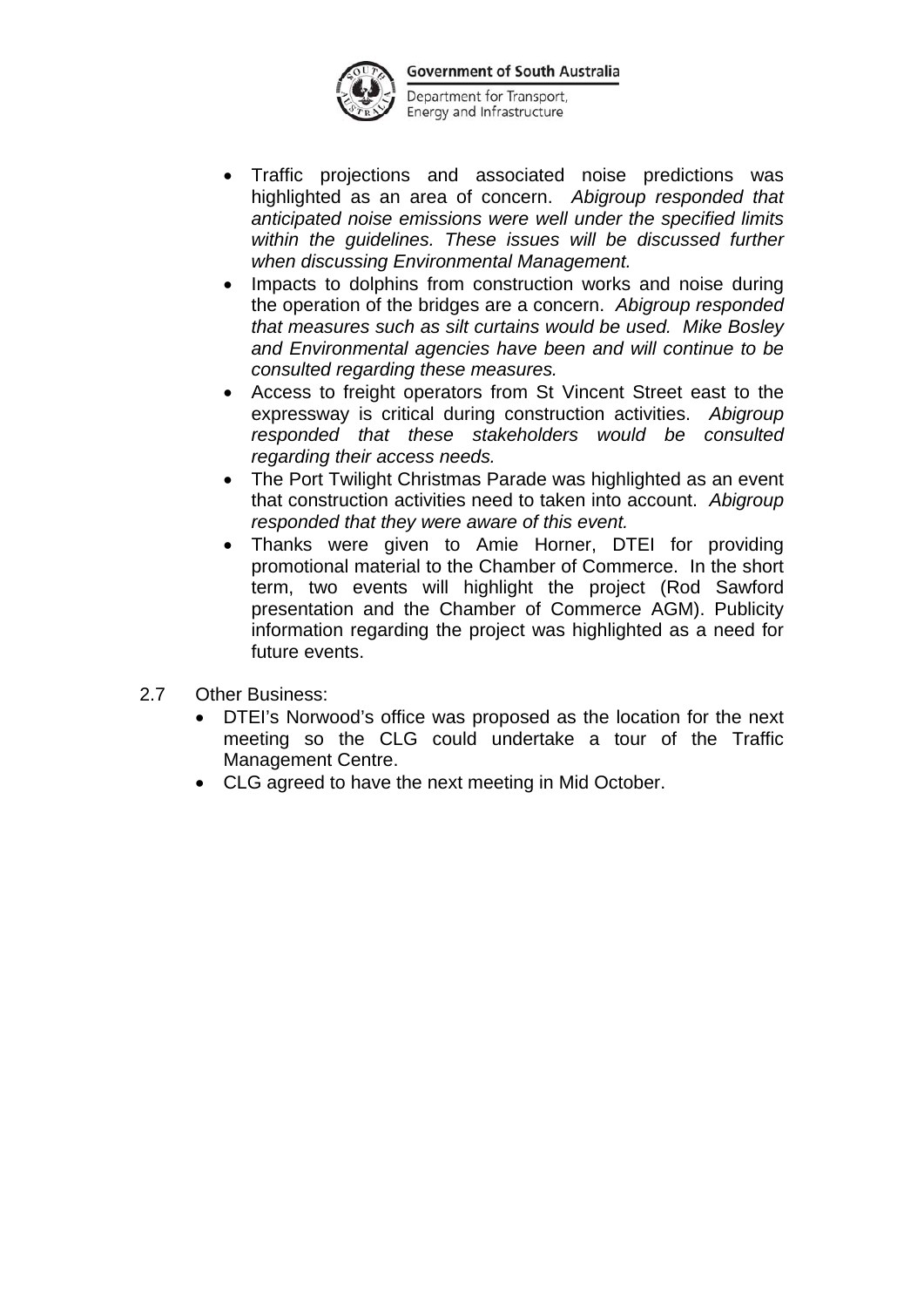- Traffic projections and associated noise predictions was highlighted as an area of concern. *Abigroup responded that anticipated noise emissions were well under the specified limits within the guidelines. These issues will be discussed further when discussing Environmental Management.*
- Impacts to dolphins from construction works and noise during the operation of the bridges are a concern. *Abigroup responded that measures such as silt curtains would be used. Mike Bosley and Environmental agencies have been and will continue to be consulted regarding these measures.*
- Access to freight operators from St Vincent Street east to the expressway is critical during construction activities. *Abigroup responded that these stakeholders would be consulted regarding their access needs.*
- The Port Twilight Christmas Parade was highlighted as an event that construction activities need to taken into account. *Abigroup responded that they were aware of this event.*
- Thanks were given to Amie Horner, DTEI for providing promotional material to the Chamber of Commerce. In the short term, two events will highlight the project (Rod Sawford presentation and the Chamber of Commerce AGM). Publicity information regarding the project was highlighted as a need for future events.

2.7 Other Business:

- DTEI's Norwood's office was proposed as the location for the next meeting so the CLG could undertake a tour of the Traffic Management Centre.
- CLG agreed to have the next meeting in Mid October.